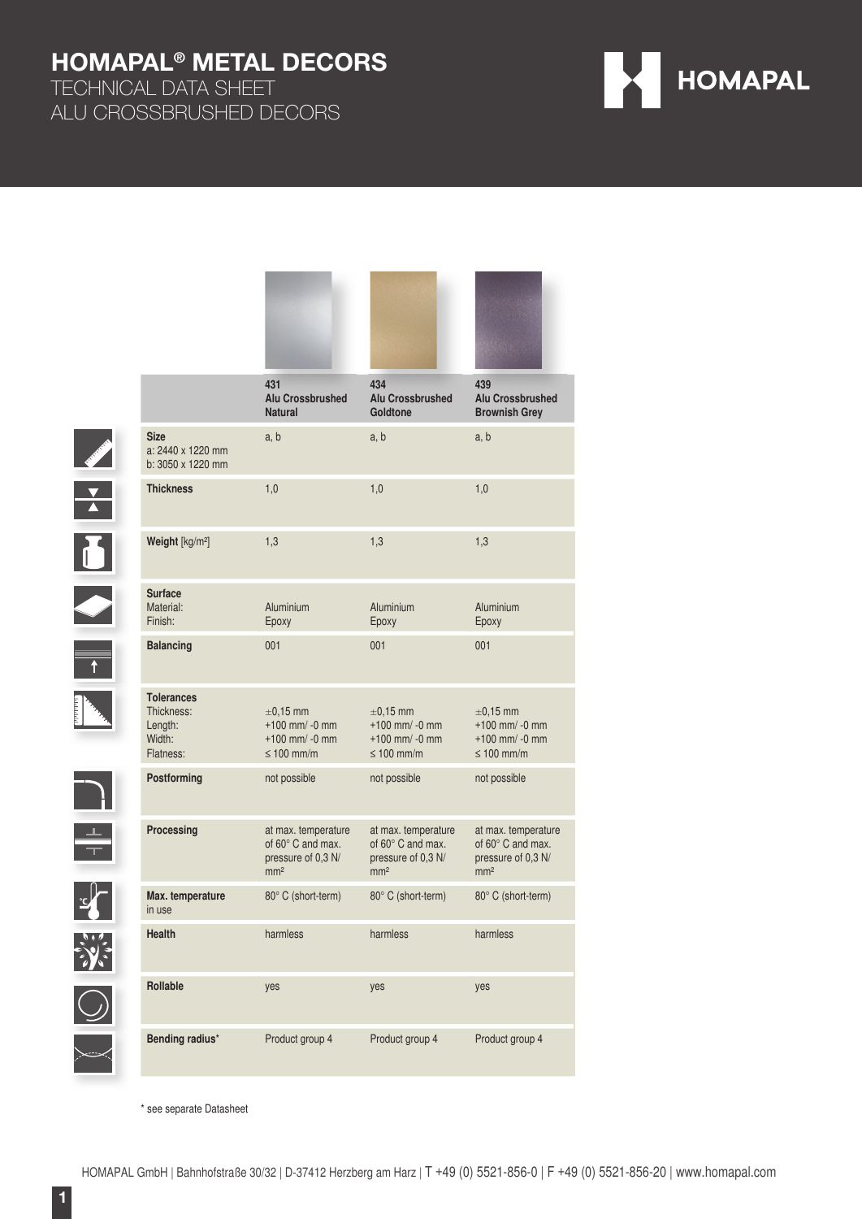# HOMAPAL® METAL DECORS

## TECHNICAL DATA SHEET
## ALU CROSSBRUSHED DECORS

| | 431 Alu Crossbrushed Natural | 434 Alu Crossbrushed Goldtone | 439 Alu Crossbrushed Brownish Grey |
|---|---|---|---|
| **Size** a: 2440 x 1220 mm b: 3050 x 1220 mm | a, b | a, b | a, b |
| **Thickness** | 1,0 | 1,0 | 1,0 |
| **Weight** [kg/m²] | 1,3 | 1,3 | 1,3 |
| **Surface** Material: Finish: | Aluminium Epoxy | Aluminium Epoxy | Aluminium Epoxy |
| **Balancing** | 001 | 001 | 001 |
| **Tolerances** Thickness: Length: Width: Flatness: | ±0,15 mm +100 mm/ -0 mm +100 mm/ -0 mm ≤ 100 mm/m | ±0,15 mm +100 mm/ -0 mm +100 mm/ -0 mm ≤ 100 mm/m | ±0,15 mm +100 mm/ -0 mm +100 mm/ -0 mm ≤ 100 mm/m |
| **Postforming** | not possible | not possible | not possible |
| **Processing** | at max. temperature of 60° C and max. pressure of 0,3 N/ mm² | at max. temperature of 60° C and max. pressure of 0,3 N/ mm² | at max. temperature of 60° C and max. pressure of 0,3 N/ mm² |
| **Max. temperature** in use | 80° C (short-term) | 80° C (short-term) | 80° C (short-term) |
| **Health** | harmless | harmless | harmless |
| **Rollable** | yes | yes | yes |
| **Bending radius*** | Product group 4 | Product group 4 | Product group 4 |

* see separate Datasheet

HOMAPAL GmbH | Bahnhofstraße 30/32 | D-37412 Herzberg am Harz | T +49 (0) 5521-856-0 | F +49 (0) 5521-856-20 | www.homapal.com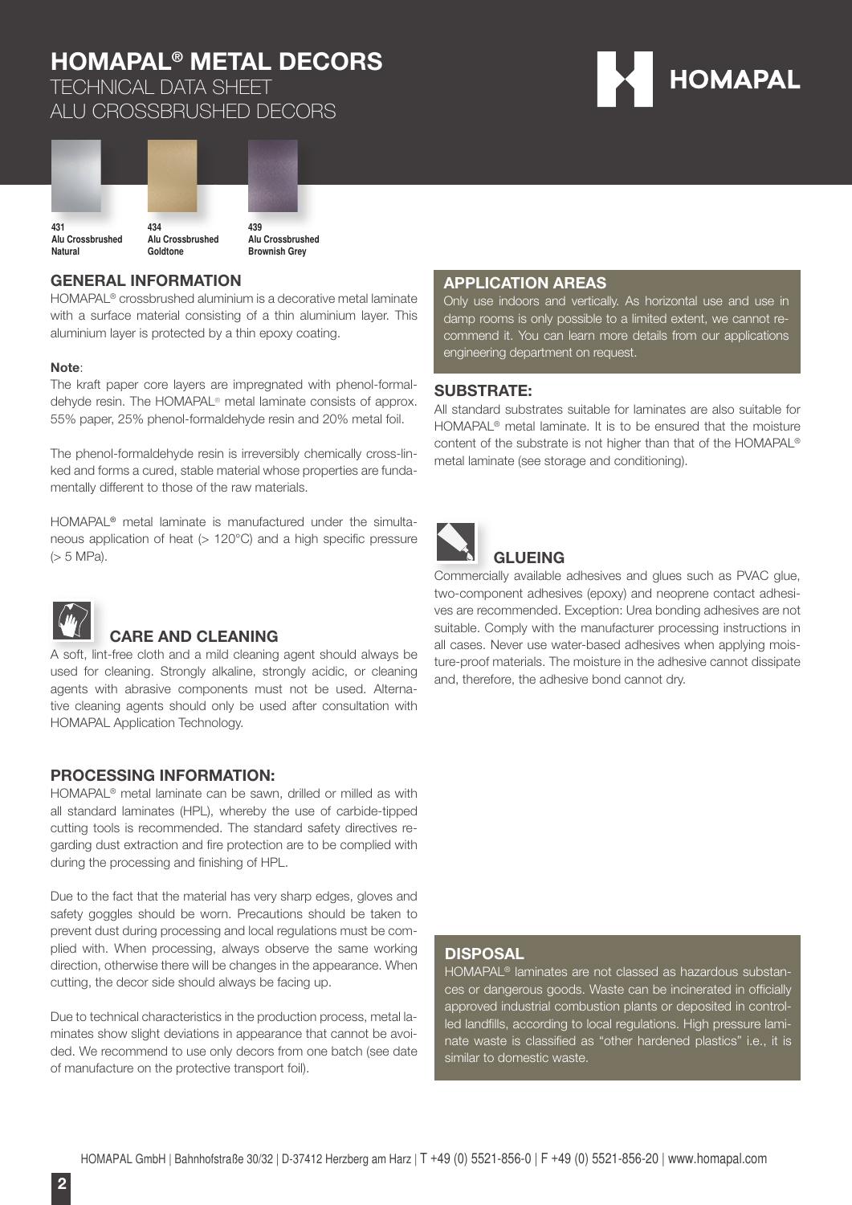# HOMAPAL® METAL DECORS

TECHNICAL DATA SHEET
ALU CROSSBRUSHED DECORS

HOMAPAL

**431**
**Alu Crossbrushed Natural**

**434**
**Alu Crossbrushed Goldtone**

**439**
**Alu Crossbrushed Brownish Grey**

## GENERAL INFORMATION

HOMAPAL® crossbrushed aluminium is a decorative metal laminate with a surface material consisting of a thin aluminium layer. This aluminium layer is protected by a thin epoxy coating.

**Note**:
The kraft paper core layers are impregnated with phenol-formaldehyde resin. The HOMAPAL® metal laminate consists of approx. 55% paper, 25% phenol-formaldehyde resin and 20% metal foil.

The phenol-formaldehyde resin is irreversibly chemically cross-linked and forms a cured, stable material whose properties are fundamentally different to those of the raw materials.

HOMAPAL® metal laminate is manufactured under the simultaneous application of heat (> 120°C) and a high specific pressure (> 5 MPa).

## CARE AND CLEANING

A soft, lint-free cloth and a mild cleaning agent should always be used for cleaning. Strongly alkaline, strongly acidic, or cleaning agents with abrasive components must not be used. Alternative cleaning agents should only be used after consultation with HOMAPAL Application Technology.

## PROCESSING INFORMATION:

HOMAPAL® metal laminate can be sawn, drilled or milled as with all standard laminates (HPL), whereby the use of carbide-tipped cutting tools is recommended. The standard safety directives regarding dust extraction and fire protection are to be complied with during the processing and finishing of HPL.

Due to the fact that the material has very sharp edges, gloves and safety goggles should be worn. Precautions should be taken to prevent dust during processing and local regulations must be complied with. When processing, always observe the same working direction, otherwise there will be changes in the appearance. When cutting, the decor side should always be facing up.

Due to technical characteristics in the production process, metal laminates show slight deviations in appearance that cannot be avoided. We recommend to use only decors from one batch (see date of manufacture on the protective transport foil).

## APPLICATION AREAS

Only use indoors and vertically. As horizontal use and use in damp rooms is only possible to a limited extent, we cannot recommend it. You can learn more details from our applications engineering department on request.

## SUBSTRATE:

All standard substrates suitable for laminates are also suitable for HOMAPAL® metal laminate. It is to be ensured that the moisture content of the substrate is not higher than that of the HOMAPAL® metal laminate (see storage and conditioning).

## GLUEING

Commercially available adhesives and glues such as PVAC glue, two-component adhesives (epoxy) and neoprene contact adhesives are recommended. Exception: Urea bonding adhesives are not suitable. Comply with the manufacturer processing instructions in all cases. Never use water-based adhesives when applying moisture-proof materials. The moisture in the adhesive cannot dissipate and, therefore, the adhesive bond cannot dry.

## DISPOSAL

HOMAPAL® laminates are not classed as hazardous substances or dangerous goods. Waste can be incinerated in officially approved industrial combustion plants or deposited in controlled landfills, according to local regulations. High pressure laminate waste is classified as "other hardened plastics" i.e., it is similar to domestic waste.

HOMAPAL GmbH | Bahnhofstraße 30/32 | D-37412 Herzberg am Harz | T +49 (0) 5521-856-0 | F +49 (0) 5521-856-20 | www.homapal.com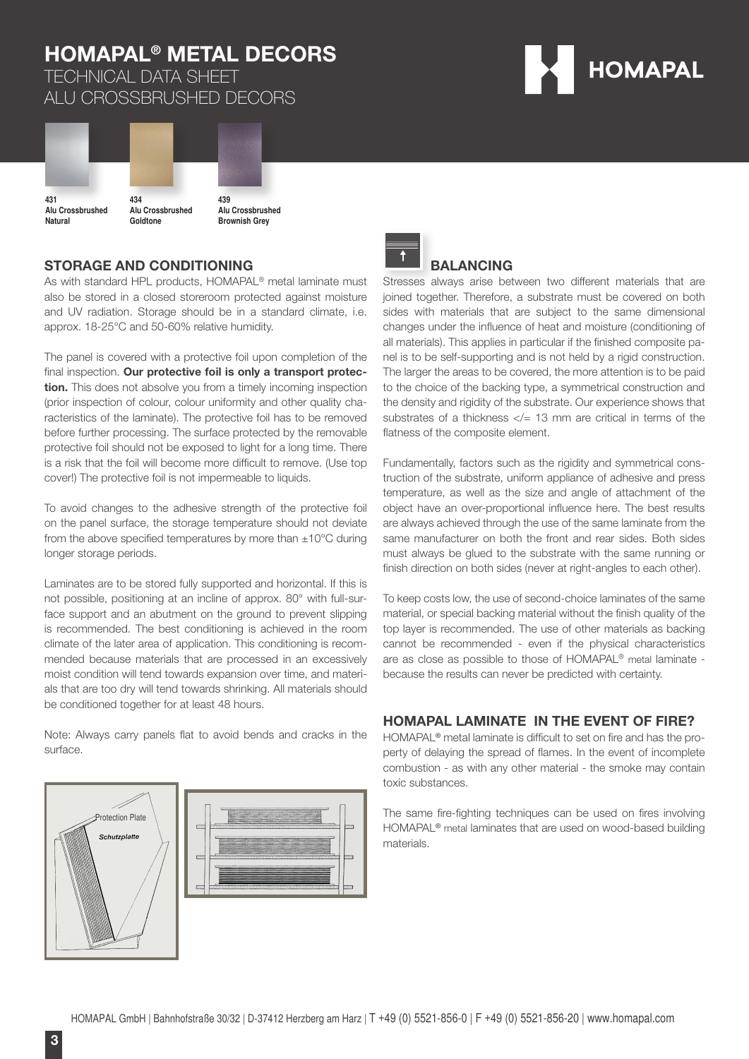# HOMAPAL® METAL DECORS

TECHNICAL DATA SHEET
ALU CROSSBRUSHED DECORS

**431**
**Alu Crossbrushed Natural**

**434**
**Alu Crossbrushed Goldtone**

**439**
**Alu Crossbrushed Brownish Grey**

## STORAGE AND CONDITIONING

As with standard HPL products, HOMAPAL® metal laminate must also be stored in a closed storeroom protected against moisture and UV radiation. Storage should be in a standard climate, i.e. approx. 18-25°C and 50-60% relative humidity.

The panel is covered with a protective foil upon completion of the final inspection. **Our protective foil is only a transport protection.** This does not absolve you from a timely incoming inspection (prior inspection of colour, colour uniformity and other quality characteristics of the laminate). The protective foil has to be removed before further processing. The surface protected by the removable protective foil should not be exposed to light for a long time. There is a risk that the foil will become more difficult to remove. (Use top cover!) The protective foil is not impermeable to liquids.

To avoid changes to the adhesive strength of the protective foil on the panel surface, the storage temperature should not deviate from the above specified temperatures by more than ±10°C during longer storage periods.

Laminates are to be stored fully supported and horizontal. If this is not possible, positioning at an incline of approx. 80° with full-surface support and an abutment on the ground to prevent slipping is recommended. The best conditioning is achieved in the room climate of the later area of application. This conditioning is recommended because materials that are processed in an excessively moist condition will tend towards expansion over time, and materials that are too dry will tend towards shrinking. All materials should be conditioned together for at least 48 hours.

Note: Always carry panels flat to avoid bends and cracks in the surface.

Protection Plate
*Schutzplatte*

## BALANCING

Stresses always arise between two different materials that are joined together. Therefore, a substrate must be covered on both sides with materials that are subject to the same dimensional changes under the influence of heat and moisture (conditioning of all materials). This applies in particular if the finished composite panel is to be self-supporting and is not held by a rigid construction. The larger the areas to be covered, the more attention is to be paid to the choice of the backing type, a symmetrical construction and the density and rigidity of the substrate. Our experience shows that substrates of a thickness </= 13 mm are critical in terms of the flatness of the composite element.

Fundamentally, factors such as the rigidity and symmetrical construction of the substrate, uniform appliance of adhesive and press temperature, as well as the size and angle of attachment of the object have an over-proportional influence here. The best results are always achieved through the use of the same laminate from the same manufacturer on both the front and rear sides. Both sides must always be glued to the substrate with the same running or finish direction on both sides (never at right-angles to each other).

To keep costs low, the use of second-choice laminates of the same material, or special backing material without the finish quality of the top layer is recommended. The use of other materials as backing cannot be recommended - even if the physical characteristics are as close as possible to those of HOMAPAL® metal laminate - because the results can never be predicted with certainty.

## HOMAPAL LAMINATE IN THE EVENT OF FIRE?

HOMAPAL® metal laminate is difficult to set on fire and has the property of delaying the spread of flames. In the event of incomplete combustion - as with any other material - the smoke may contain toxic substances.

The same fire-fighting techniques can be used on fires involving HOMAPAL® metal laminates that are used on wood-based building materials.

HOMAPAL GmbH | Bahnhofstraße 30/32 | D-37412 Herzberg am Harz | T +49 (0) 5521-856-0 | F +49 (0) 5521-856-20 | www.homapal.com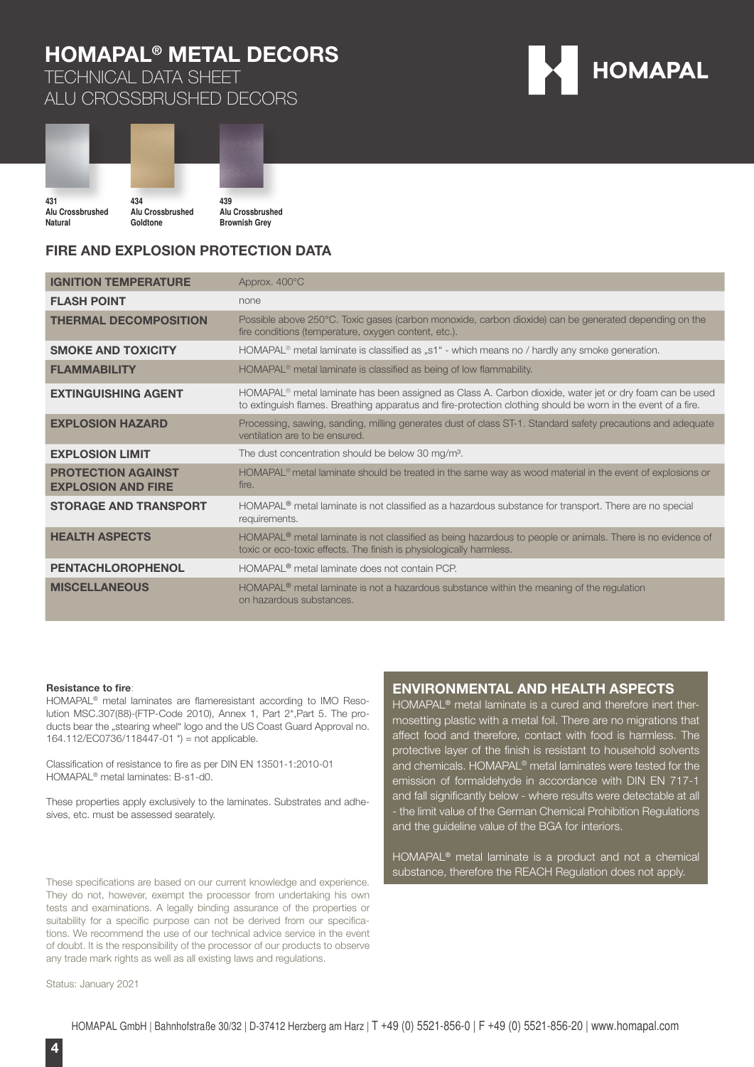# HOMAPAL® METAL DECORS

## TECHNICAL DATA SHEET
## ALU CROSSBRUSHED DECORS

HOMAPAL

**431**
**Alu Crossbrushed Natural**

**434**
**Alu Crossbrushed Goldtone**

**439**
**Alu Crossbrushed Brownish Grey**

## FIRE AND EXPLOSION PROTECTION DATA

| | |
|---|---|
| **IGNITION TEMPERATURE** | Approx. 400°C |
| **FLASH POINT** | none |
| **THERMAL DECOMPOSITION** | Possible above 250°C. Toxic gases (carbon monoxide, carbon dioxide) can be generated depending on the fire conditions (temperature, oxygen content, etc.). |
| **SMOKE AND TOXICITY** | HOMAPAL® metal laminate is classified as „s1" - which means no / hardly any smoke generation. |
| **FLAMMABILITY** | HOMAPAL® metal laminate is classified as being of low flammability. |
| **EXTINGUISHING AGENT** | HOMAPAL® metal laminate has been assigned as Class A. Carbon dioxide, water jet or dry foam can be used to extinguish flames. Breathing apparatus and fire-protection clothing should be worn in the event of a fire. |
| **EXPLOSION HAZARD** | Processing, sawing, sanding, milling generates dust of class ST-1. Standard safety precautions and adequate ventilation are to be ensured. |
| **EXPLOSION LIMIT** | The dust concentration should be below 30 mg/m³. |
| **PROTECTION AGAINST EXPLOSION AND FIRE** | HOMAPAL® metal laminate should be treated in the same way as wood material in the event of explosions or fire. |
| **STORAGE AND TRANSPORT** | HOMAPAL® metal laminate is not classified as a hazardous substance for transport. There are no special requirements. |
| **HEALTH ASPECTS** | HOMAPAL® metal laminate is not classified as being hazardous to people or animals. There is no evidence of toxic or eco-toxic effects. The finish is physiologically harmless. |
| **PENTACHLOROPHENOL** | HOMAPAL® metal laminate does not contain PCP. |
| **MISCELLANEOUS** | HOMAPAL® metal laminate is not a hazardous substance within the meaning of the regulation on hazardous substances. |

**Resistance to fire**:
HOMAPAL® metal laminates are flameresistant according to IMO Resolution MSC.307(88)-(FTP-Code 2010), Annex 1, Part 2*,Part 5. The products bear the „stearing wheel" logo and the US Coast Guard Approval no. 164.112/EC0736/118447-01 *) = not applicable.

Classification of resistance to fire as per DIN EN 13501-1:2010-01
HOMAPAL® metal laminates: B-s1-d0.

These properties apply exclusively to the laminates. Substrates and adhesives, etc. must be assessed searately.

These specifications are based on our current knowledge and experience. They do not, however, exempt the processor from undertaking his own tests and examinations. A legally binding assurance of the properties or suitability for a specific purpose can not be derived from our specifications. We recommend the use of our technical advice service in the event of doubt. It is the responsibility of the processor of our products to observe any trade mark rights as well as all existing laws and regulations.

Status: January 2021

## ENVIRONMENTAL AND HEALTH ASPECTS

HOMAPAL® metal laminate is a cured and therefore inert thermosetting plastic with a metal foil. There are no migrations that affect food and therefore, contact with food is harmless. The protective layer of the finish is resistant to household solvents and chemicals. HOMAPAL® metal laminates were tested for the emission of formaldehyde in accordance with DIN EN 717-1 and fall significantly below - where results were detectable at all - the limit value of the German Chemical Prohibition Regulations and the guideline value of the BGA for interiors.

HOMAPAL® metal laminate is a product and not a chemical substance, therefore the REACH Regulation does not apply.

HOMAPAL GmbH | Bahnhofstraße 30/32 | D-37412 Herzberg am Harz | T +49 (0) 5521-856-0 | F +49 (0) 5521-856-20 | www.homapal.com